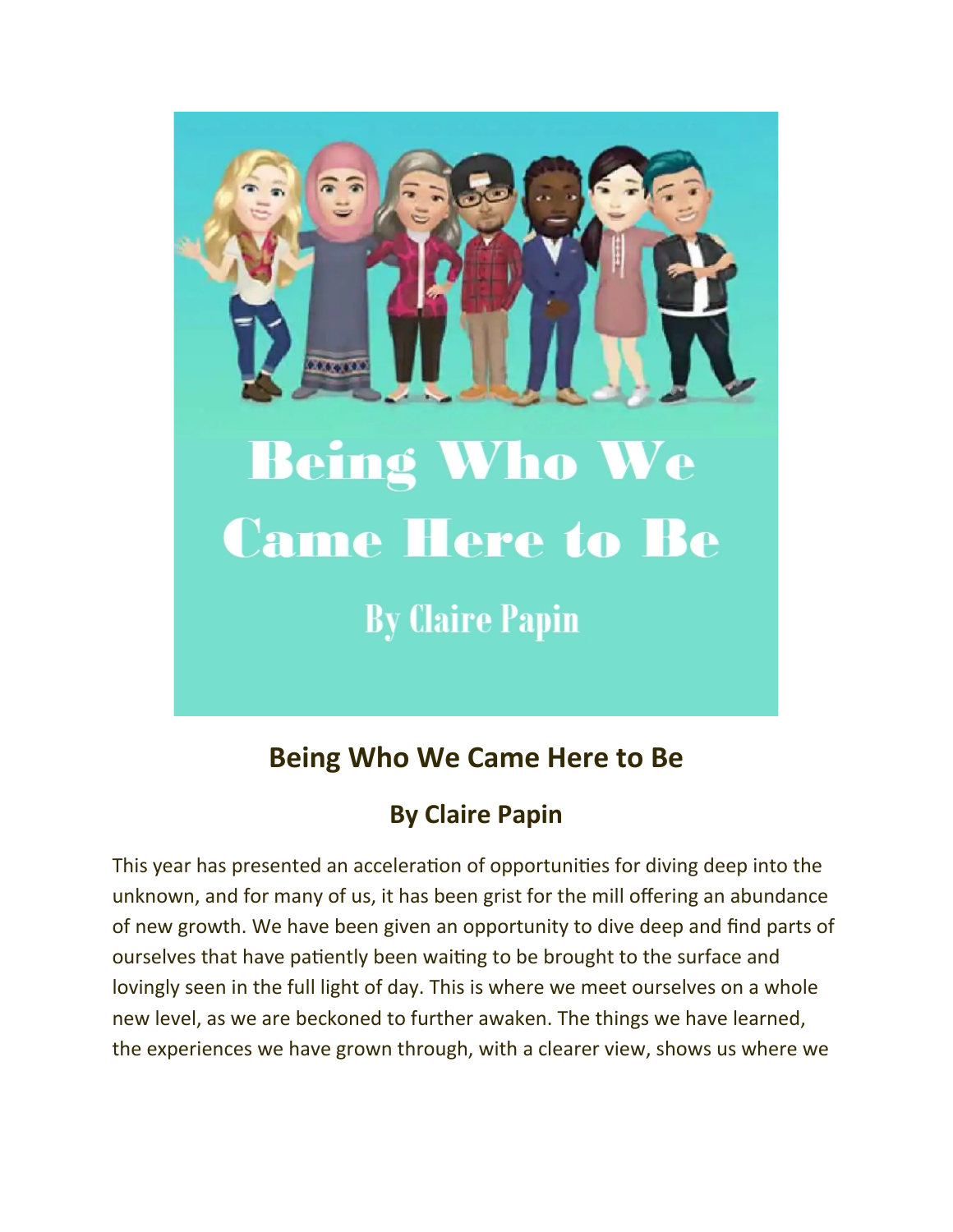# Being Who We Came Here to Be

## By Claire Papin

This year has presented an acceleration of opportunities for diving deep into the unknown, and for many of us, it has been grist for the mill offering an abundance of new growth. We have been given an opportunity to dive deep and find parts of ourselves that have patiently been waiting to be brought to the surface and lovingly seen in the full light of day. This is where we meet ourselves on a whole new level, as we are beckoned to further awaken. The things we have learned, the experiences we have grown through, with a clearer view, shows us where we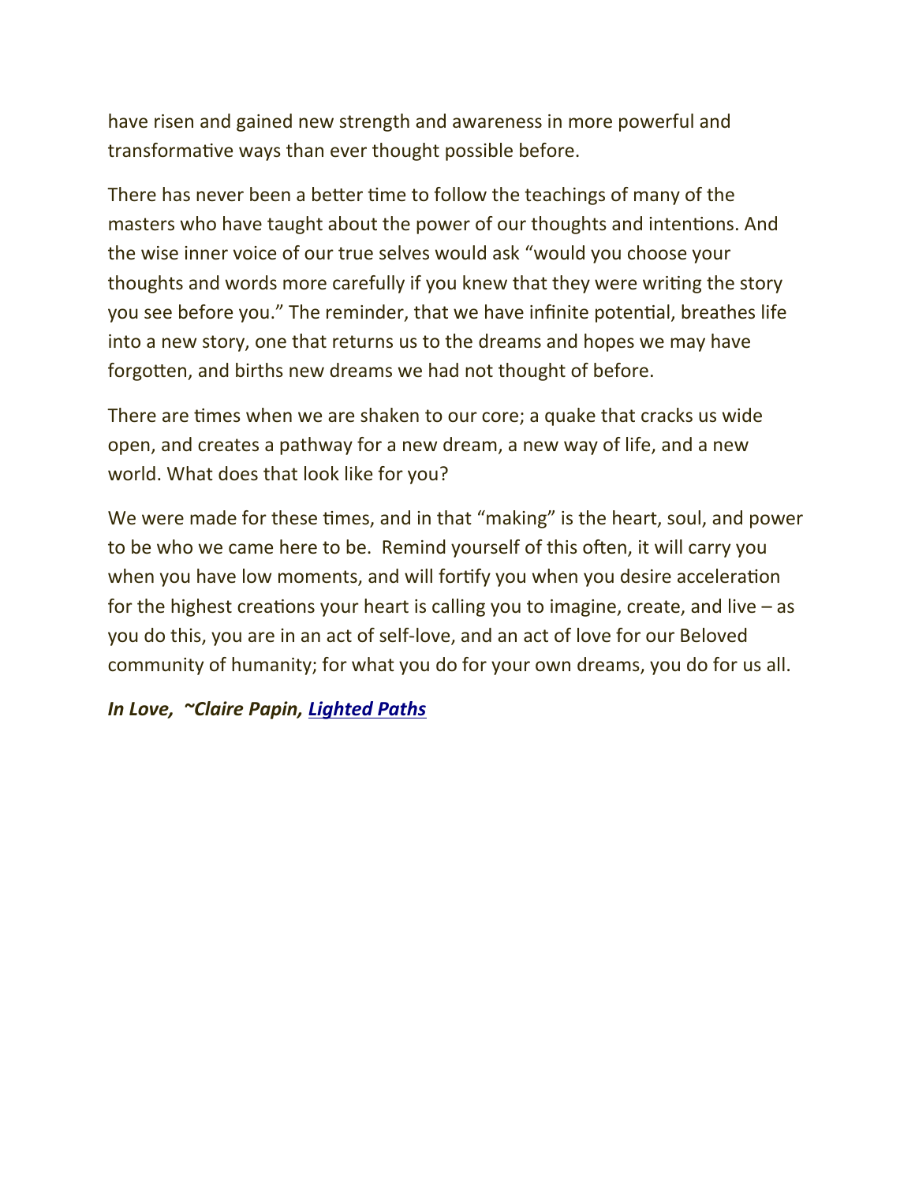have risen and gained new strength and awareness in more powerful and transformative ways than ever thought possible before.

There has never been a better time to follow the teachings of many of the masters who have taught about the power of our thoughts and intentions. And the wise inner voice of our true selves would ask "would you choose your thoughts and words more carefully if you knew that they were writing the story you see before you." The reminder, that we have infinite potential, breathes life into a new story, one that returns us to the dreams and hopes we may have forgotten, and births new dreams we had not thought of before.

There are times when we are shaken to our core; a quake that cracks us wide open, and creates a pathway for a new dream, a new way of life, and a new world. What does that look like for you?

We were made for these times, and in that "making" is the heart, soul, and power to be who we came here to be.  Remind yourself of this often, it will carry you when you have low moments, and will fortify you when you desire acceleration for the highest creations your heart is calling you to imagine, create, and live – as you do this, you are in an act of self-love, and an act of love for our Beloved community of humanity; for what you do for your own dreams, you do for us all.

***In Love,  ~Claire Papin, Lighted Paths***